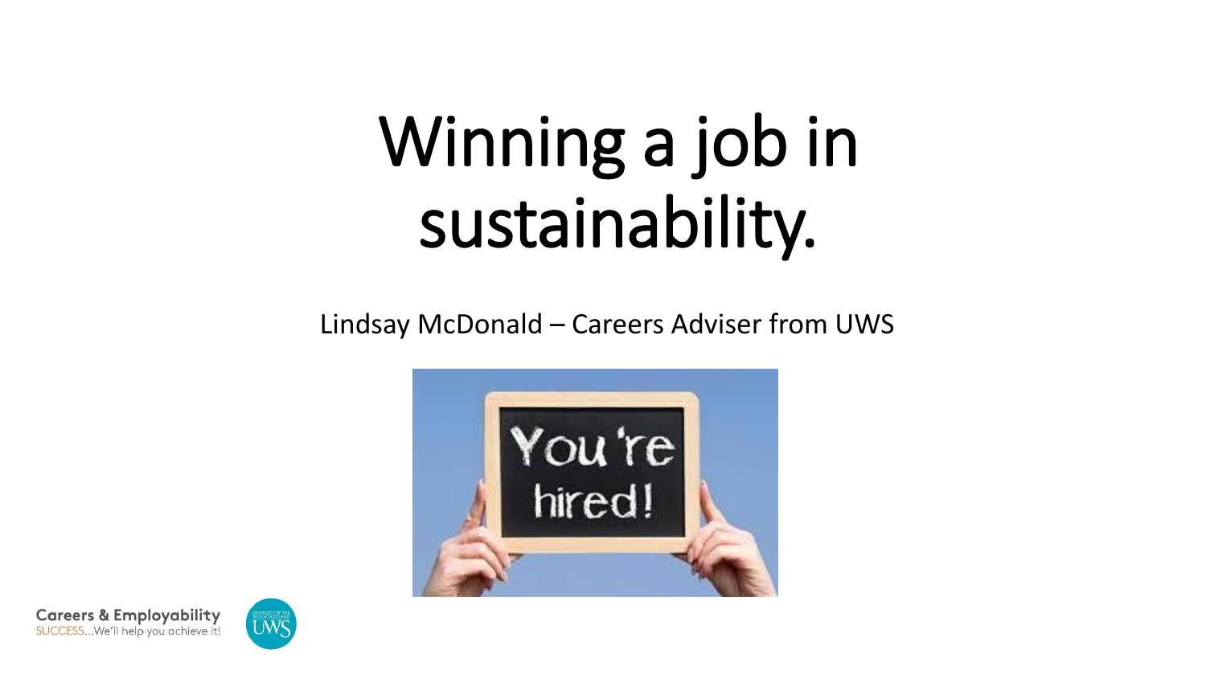# Winning a job in sustainability.

Lindsay McDonald – Careers Adviser from UWS

Careers & Employability
SUCCESS...We'll help you achieve it!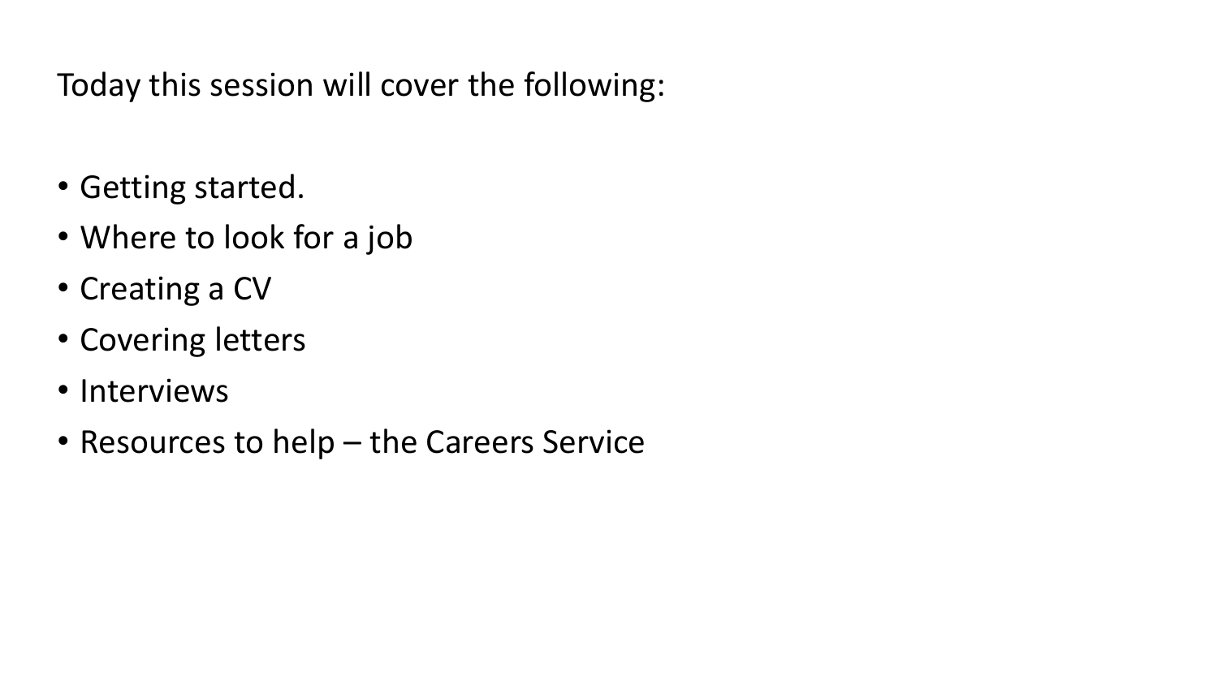Today this session will cover the following:

- Getting started.
- Where to look for a job
- Creating a CV
- Covering letters
- Interviews
- Resources to help – the Careers Service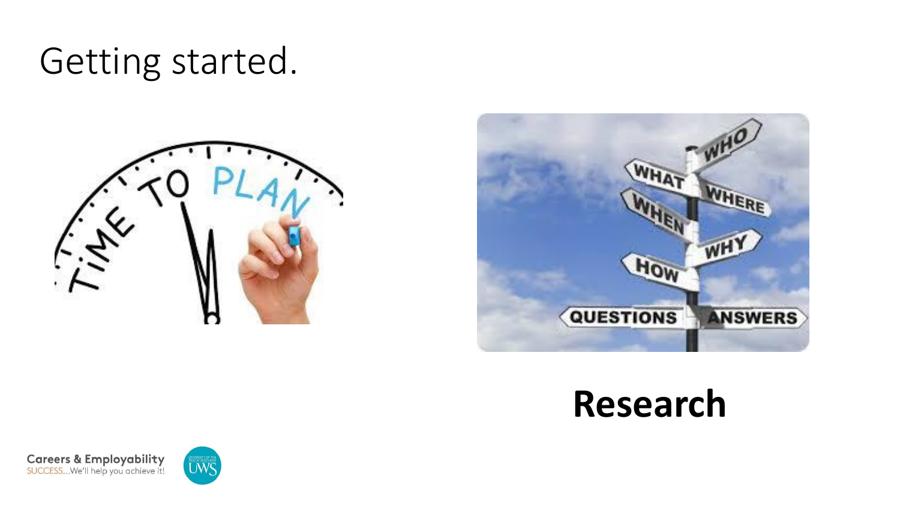# Getting started.

**Research**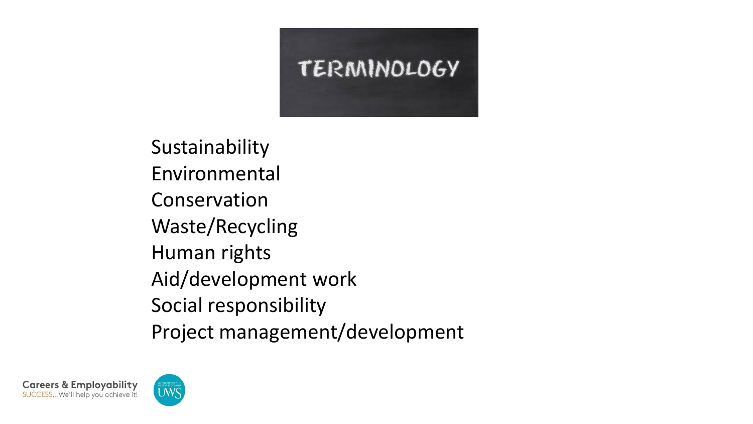# TERMINOLOGY

Sustainability
Environmental
Conservation
Waste/Recycling
Human rights
Aid/development work
Social responsibility
Project management/development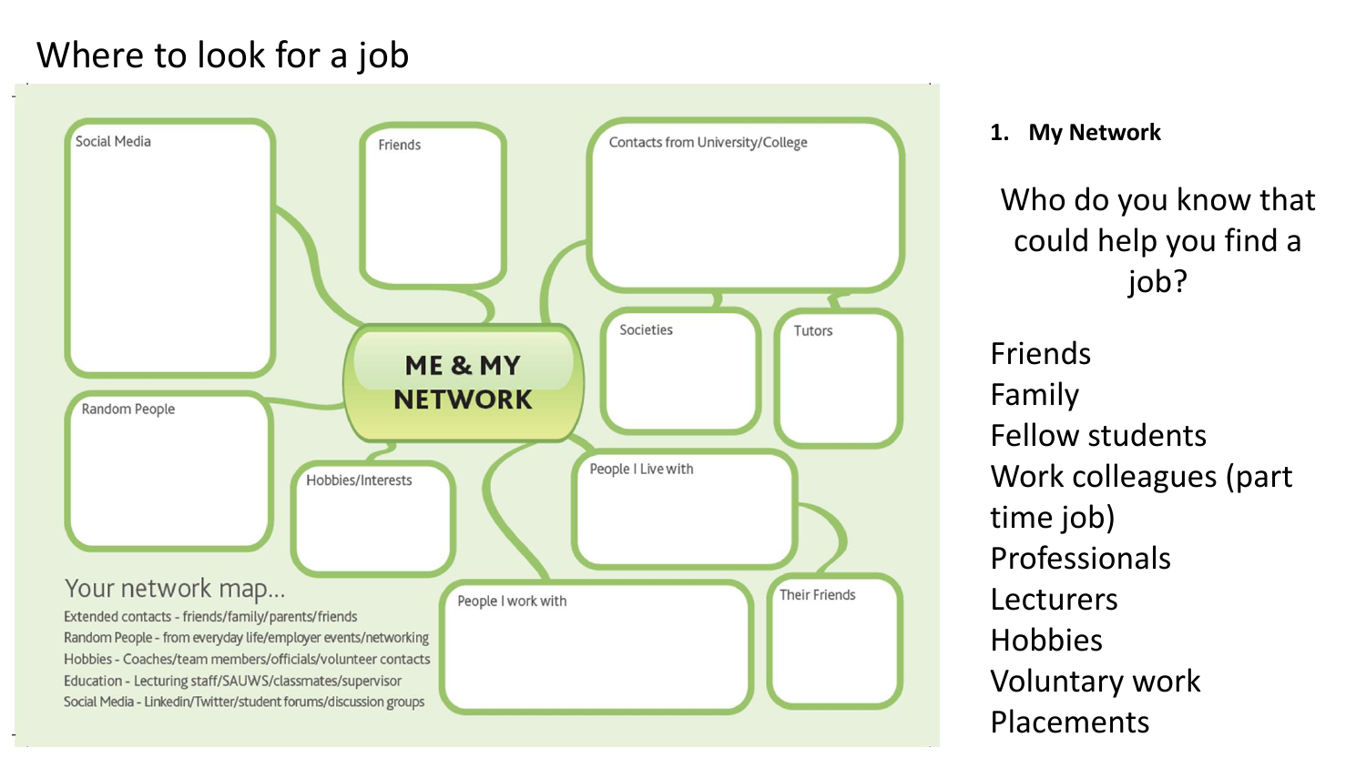# Where to look for a job

Social Media

Friends

Contacts from University/College

Societies

Tutors

ME & MY NETWORK

Random People

Hobbies/Interests

People I Live with

People I work with

Their Friends

Your network map...

Extended contacts - friends/family/parents/friends
Random People - from everyday life/employer events/networking
Hobbies - Coaches/team members/officials/volunteer contacts
Education - Lecturing staff/SAUWS/classmates/supervisor
Social Media - Linkedin/Twitter/student forums/discussion groups

1. **My Network**

Who do you know that could help you find a job?

Friends
Family
Fellow students
Work colleagues (part time job)
Professionals
Lecturers
Hobbies
Voluntary work
Placements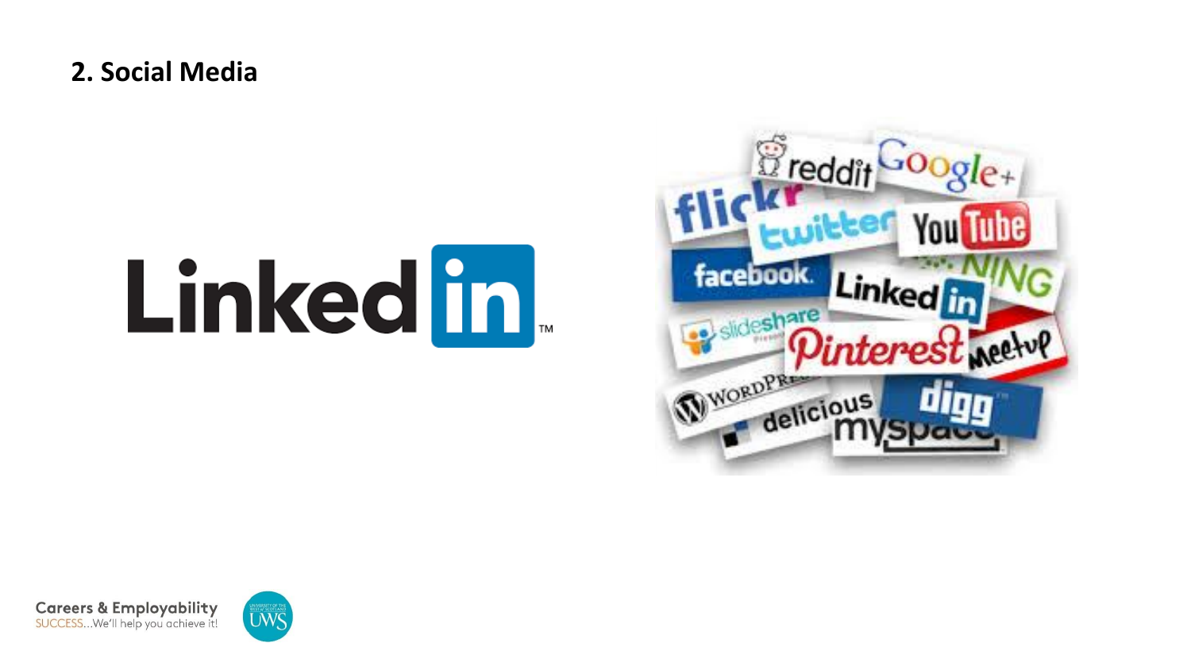## 2. Social Media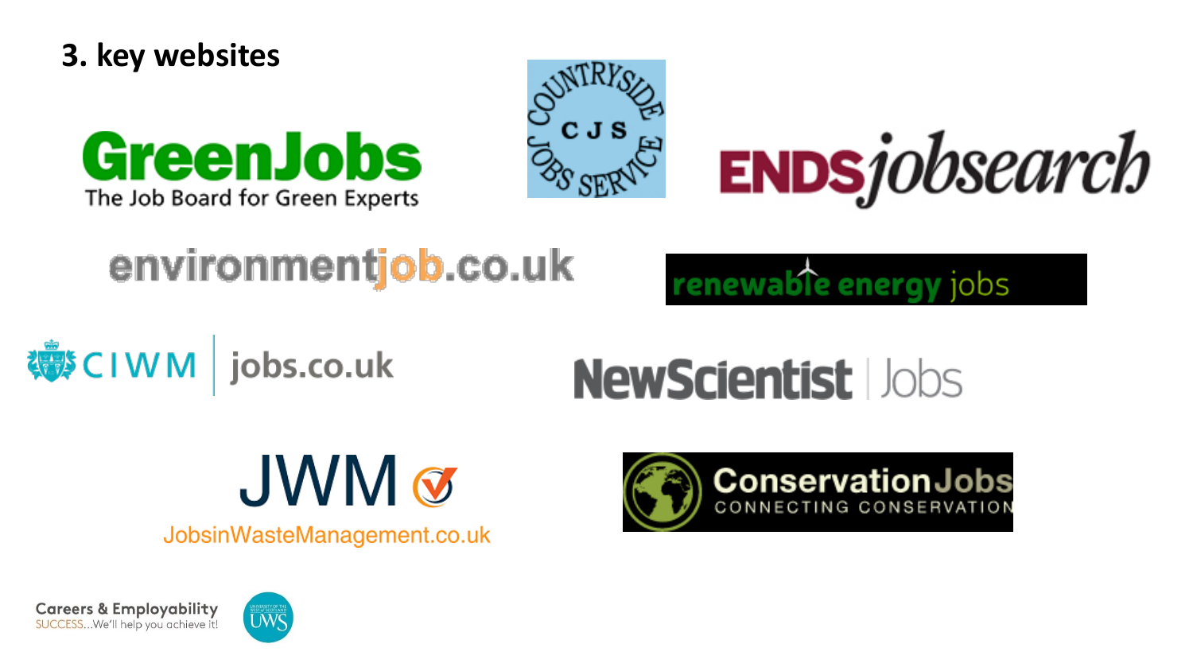## 3. key websites

GreenJobs
The Job Board for Green Experts

Countryside Jobs Service
CJS

ENDS jobsearch

environmentjob.co.uk

renewable energy jobs

CIWM | jobs.co.uk

NewScientist | Jobs

JWM
JobsinWasteManagement.co.uk

ConservationJobs
CONNECTING CONSERVATION

Careers & Employability
SUCCESS...We'll help you achieve it!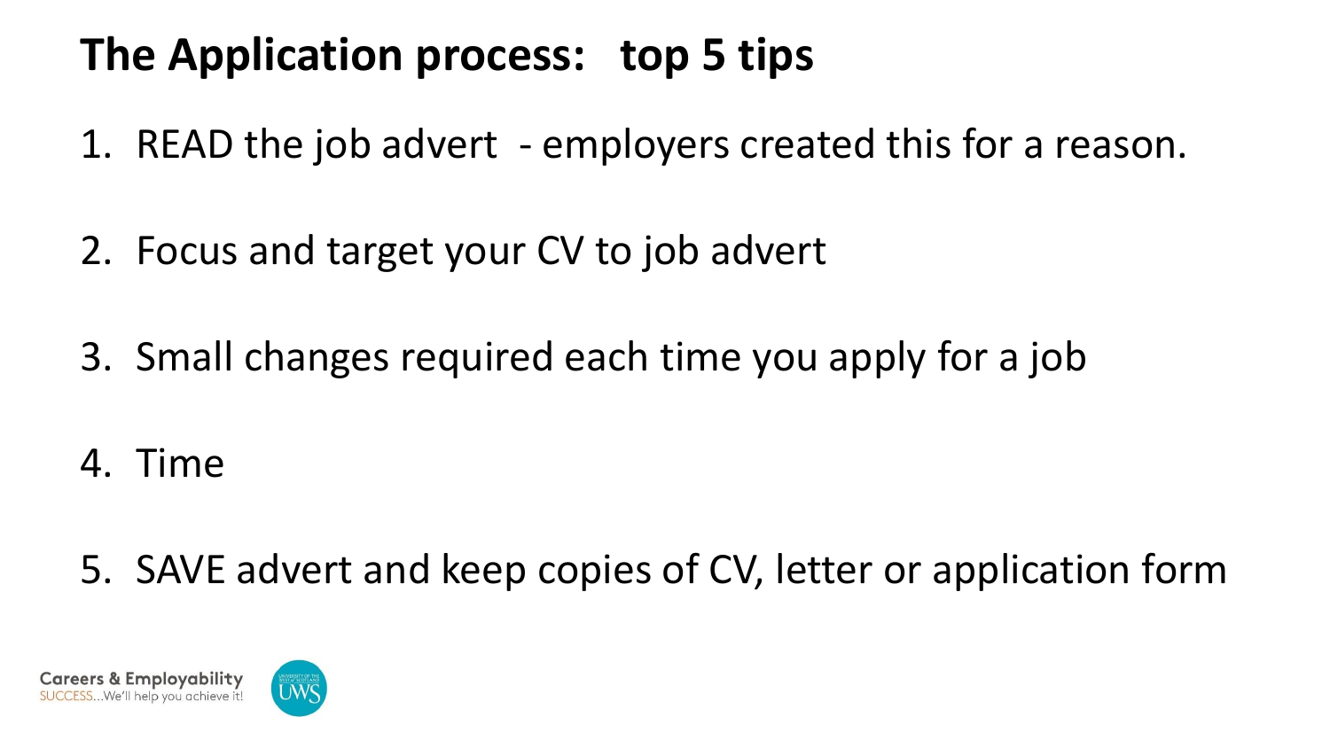# The Application process: top 5 tips

1. READ the job advert - employers created this for a reason.

2. Focus and target your CV to job advert

3. Small changes required each time you apply for a job

4. Time

5. SAVE advert and keep copies of CV, letter or application form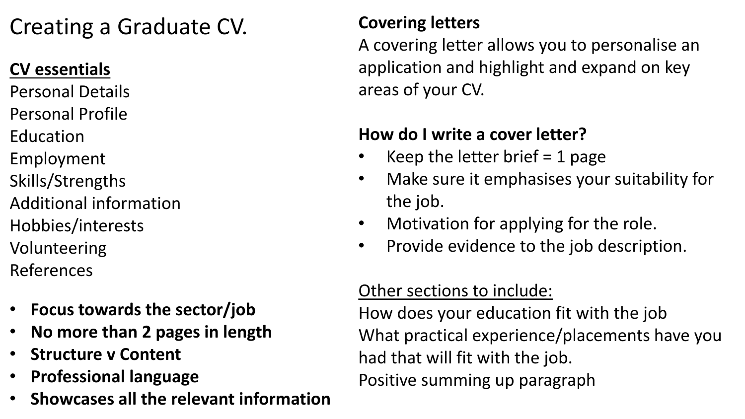# Creating a Graduate CV.

**CV essentials**

Personal Details
Personal Profile
Education
Employment
Skills/Strengths
Additional information
Hobbies/interests
Volunteering
References

- **Focus towards the sector/job**
- **No more than 2 pages in length**
- **Structure v Content**
- **Professional language**
- **Showcases all the relevant information**

**Covering letters**

A covering letter allows you to personalise an application and highlight and expand on key areas of your CV.

**How do I write a cover letter?**

- Keep the letter brief = 1 page
- Make sure it emphasises your suitability for the job.
- Motivation for applying for the role.
- Provide evidence to the job description.

Other sections to include:

How does your education fit with the job
What practical experience/placements have you had that will fit with the job.
Positive summing up paragraph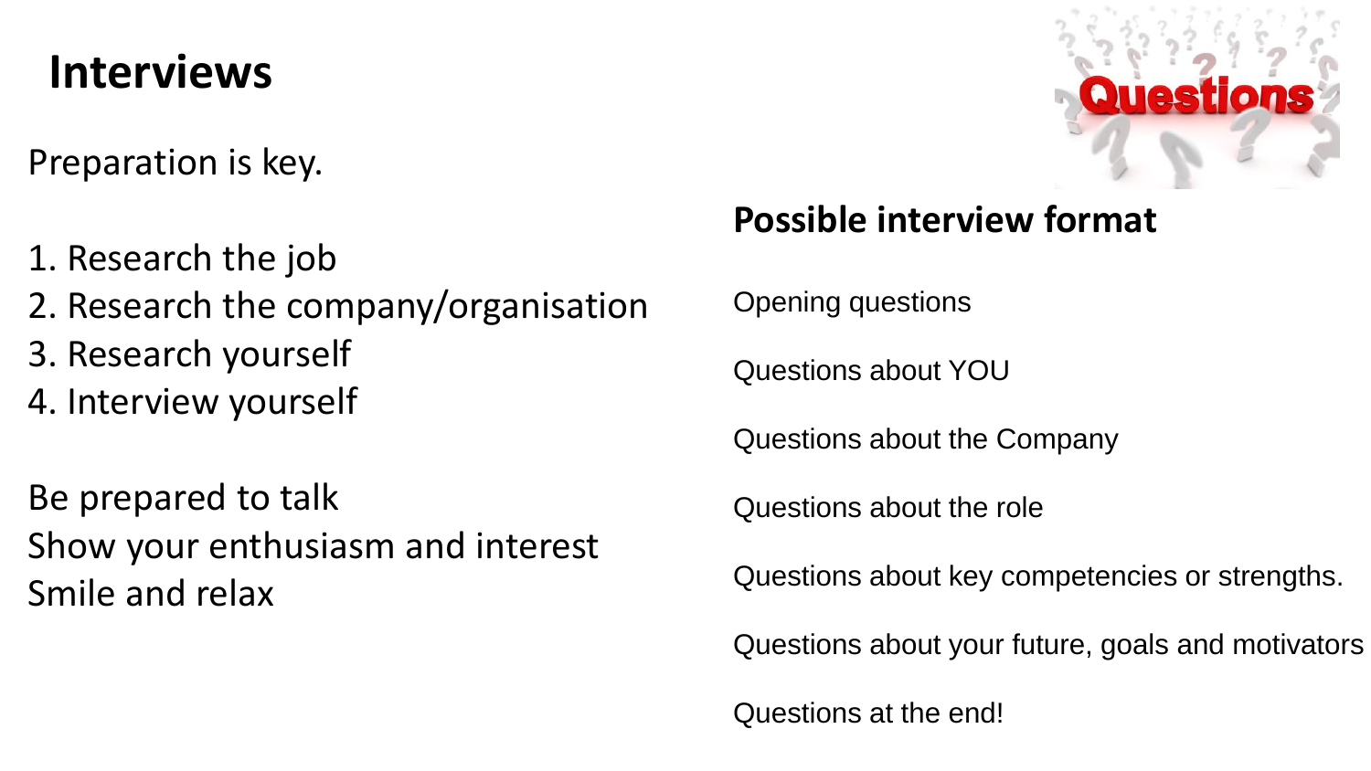# Interviews

Preparation is key.

1. Research the job
2. Research the company/organisation
3. Research yourself
4. Interview yourself

Be prepared to talk
Show your enthusiasm and interest
Smile and relax

## Possible interview format

Opening questions

Questions about YOU

Questions about the Company

Questions about the role

Questions about key competencies or strengths.

Questions about your future, goals and motivators

Questions at the end!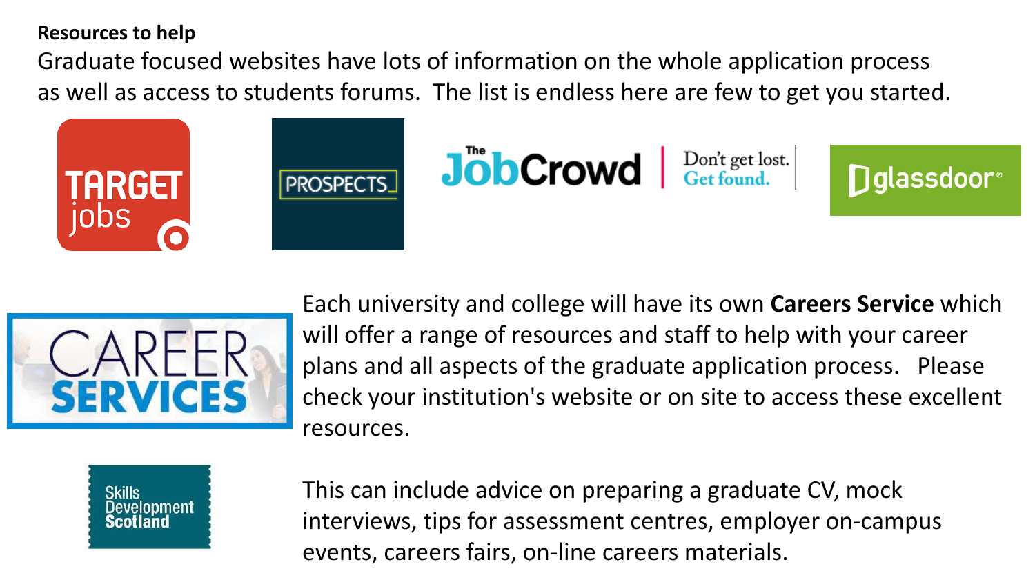**Resources to help**

Graduate focused websites have lots of information on the whole application process as well as access to students forums. The list is endless here are few to get you started.

TARGET jobs

PROSPECTS

The JobCrowd | Don't get lost. Get found.

glassdoor

CAREER SERVICES

Each university and college will have its own **Careers Service** which will offer a range of resources and staff to help with your career plans and all aspects of the graduate application process. Please check your institution's website or on site to access these excellent resources.

Skills Development Scotland

This can include advice on preparing a graduate CV, mock interviews, tips for assessment centres, employer on-campus events, careers fairs, on-line careers materials.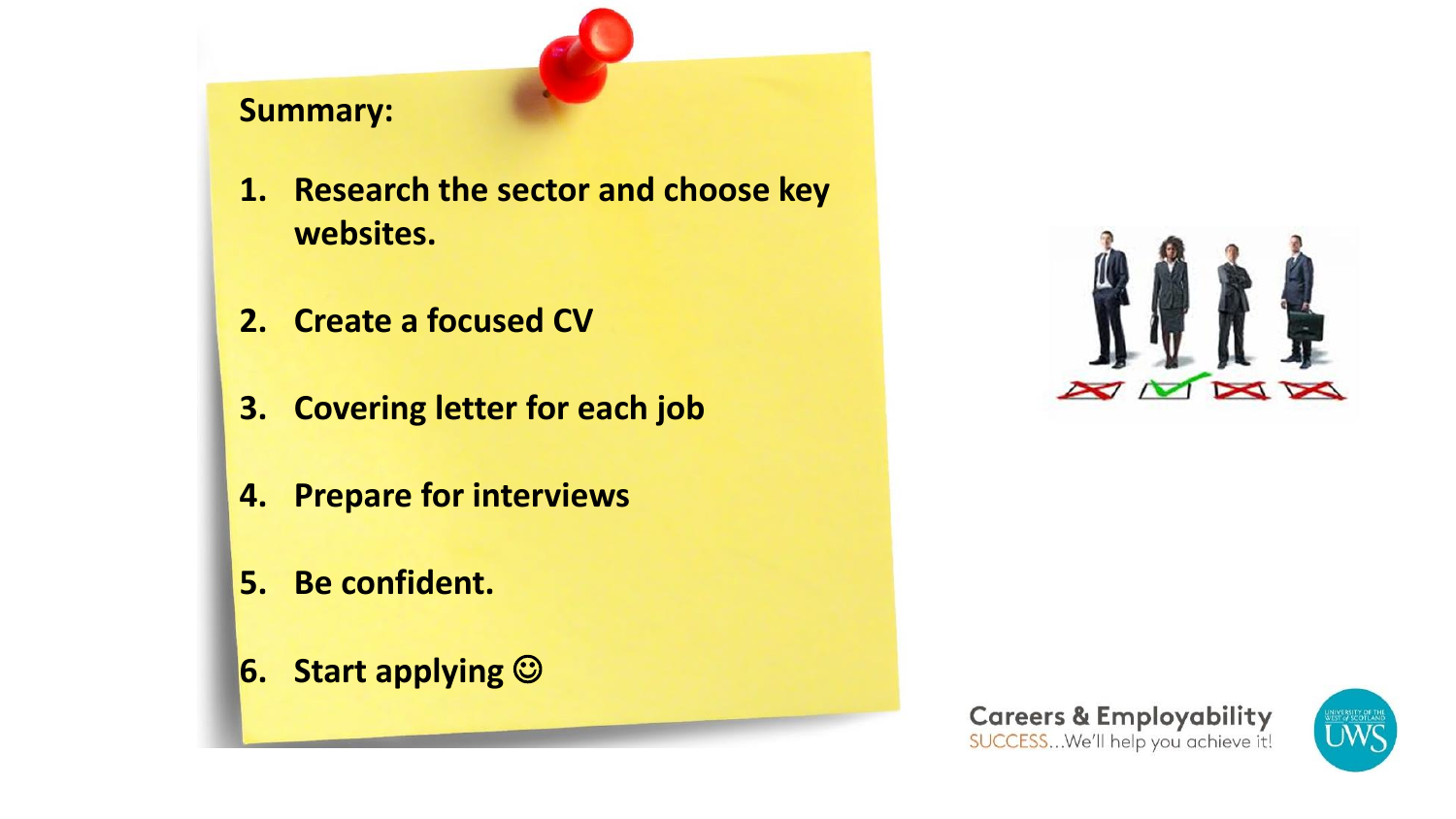**Summary:**

1. Research the sector and choose key websites.
2. Create a focused CV
3. Covering letter for each job
4. Prepare for interviews
5. Be confident.
6. Start applying ☺

Careers & Employability
SUCCESS...We'll help you achieve it!